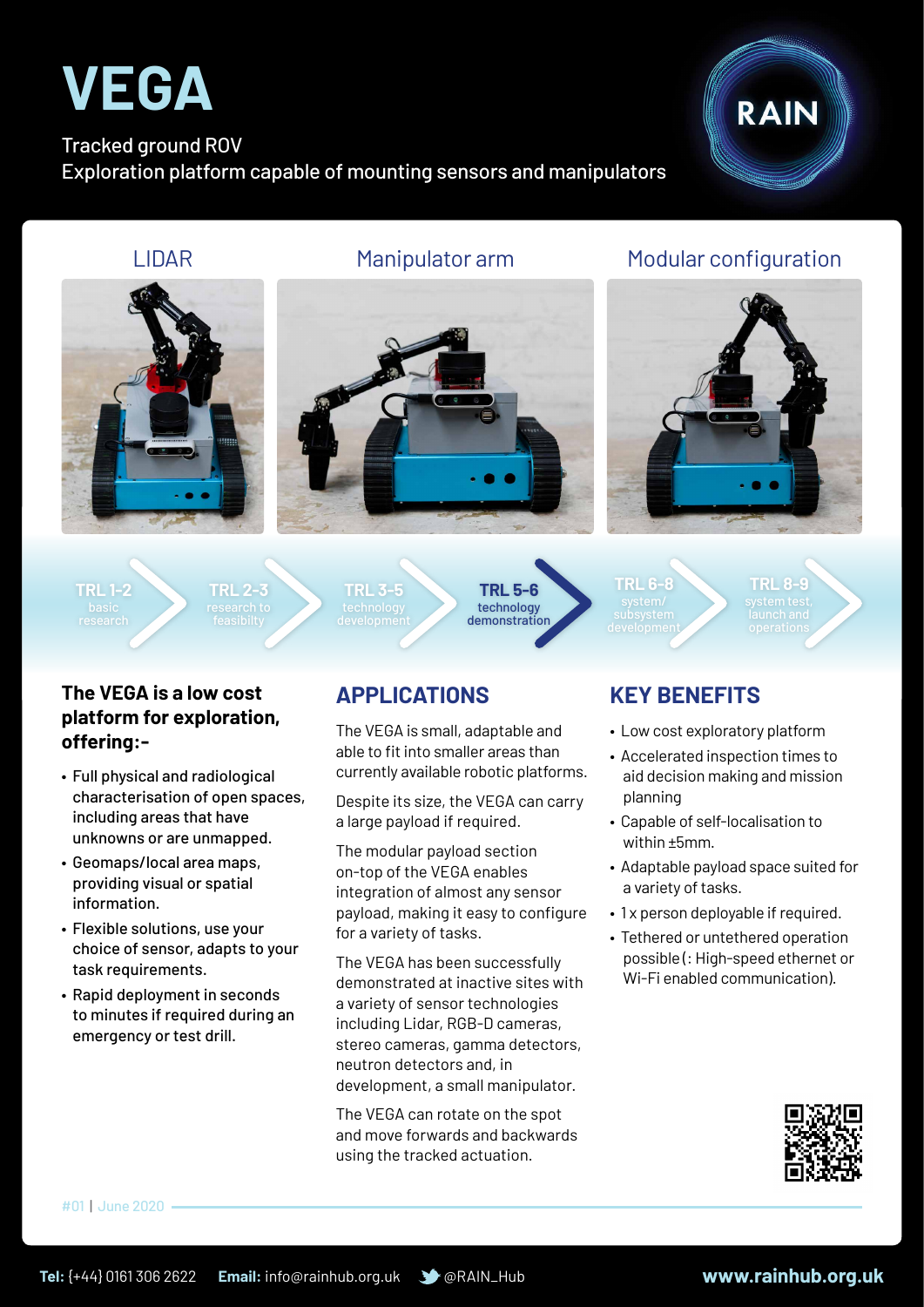# VEGA

Tracked ground ROV
Exploration platform capable of mounting sensors and manipulators

RAIN

LIDAR

Manipulator arm

Modular configuration

TRL 1-2 basic research

TRL 2-3 research to feasibilty

TRL 3-5 technology development

**TRL 5-6 technology demonstration**

TRL 6-8 system/ subsystem development

TRL 8-9 system test, launch and operations

**The VEGA is a low cost platform for exploration, offering:-**

- Full physical and radiological characterisation of open spaces, including areas that have unknowns or are unmapped.
- Geomaps/local area maps, providing visual or spatial information.
- Flexible solutions, use your choice of sensor, adapts to your task requirements.
- Rapid deployment in seconds to minutes if required during an emergency or test drill.

## APPLICATIONS

The VEGA is small, adaptable and able to fit into smaller areas than currently available robotic platforms.

Despite its size, the VEGA can carry a large payload if required.

The modular payload section on-top of the VEGA enables integration of almost any sensor payload, making it easy to configure for a variety of tasks.

The VEGA has been successfully demonstrated at inactive sites with a variety of sensor technologies including Lidar, RGB-D cameras, stereo cameras, gamma detectors, neutron detectors and, in development, a small manipulator.

The VEGA can rotate on the spot and move forwards and backwards using the tracked actuation.

## KEY BENEFITS

- Low cost exploratory platform
- Accelerated inspection times to aid decision making and mission planning
- Capable of self-localisation to within ±5mm.
- Adaptable payload space suited for a variety of tasks.
- 1 x person deployable if required.
- Tethered or untethered operation possible (: High-speed ethernet or Wi-Fi enabled communication).

#01 | June 2020

**Tel:** (+44) 0161 306 2622 **Email:** info@rainhub.org.uk @RAIN_Hub **www.rainhub.org.uk**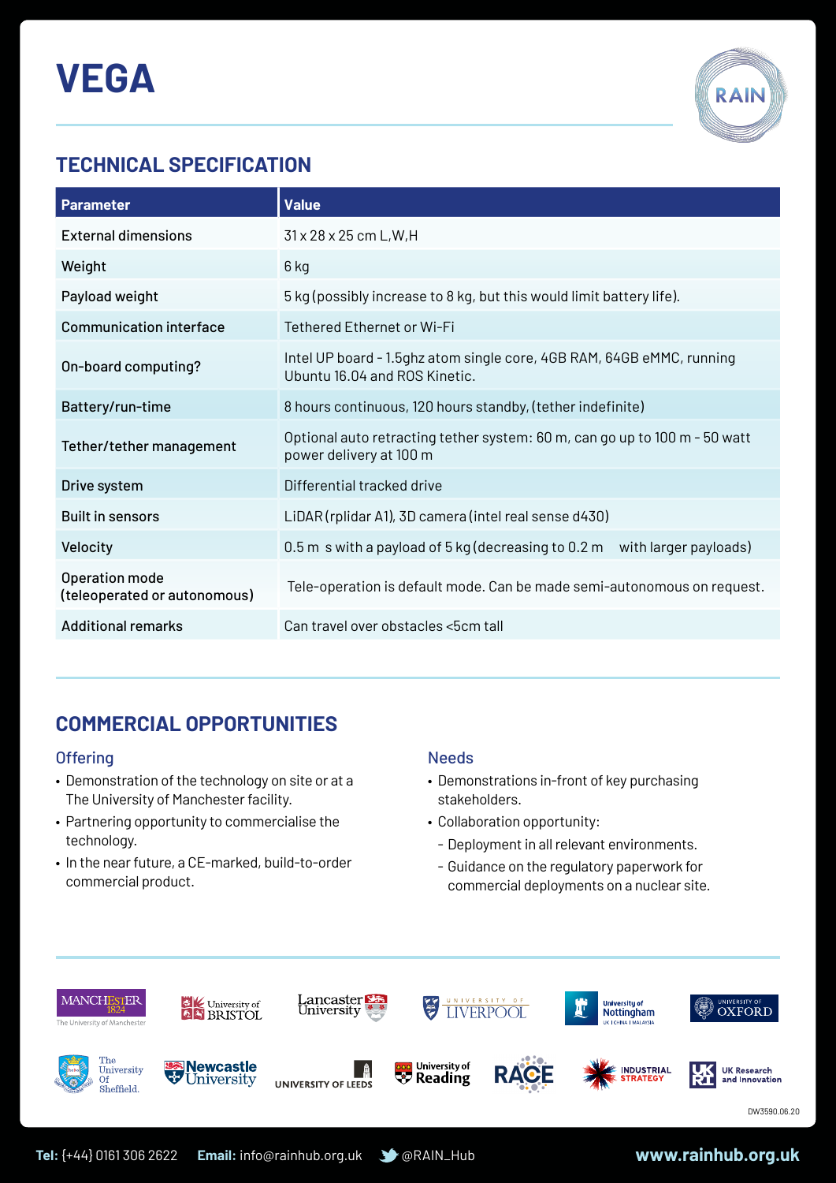# VEGA

## TECHNICAL SPECIFICATION

| Parameter | Value |
|---|---|
| External dimensions | 31 x 28 x 25 cm L,W,H |
| Weight | 6 kg |
| Payload weight | 5 kg (possibly increase to 8 kg, but this would limit battery life). |
| Communication interface | Tethered Ethernet or Wi-Fi |
| On-board computing? | Intel UP board - 1.5ghz atom single core, 4GB RAM, 64GB eMMC, running Ubuntu 16.04 and ROS Kinetic. |
| Battery/run-time | 8 hours continuous, 120 hours standby, (tether indefinite) |
| Tether/tether management | Optional auto retracting tether system: 60 m, can go up to 100 m - 50 watt power delivery at 100 m |
| Drive system | Differential tracked drive |
| Built in sensors | LiDAR (rplidar A1), 3D camera (intel real sense d430) |
| Velocity | 0.5 m s with a payload of 5 kg (decreasing to 0.2 m with larger payloads) |
| Operation mode (teleoperated or autonomous) | Tele-operation is default mode. Can be made semi-autonomous on request. |
| Additional remarks | Can travel over obstacles <5cm tall |

## COMMERCIAL OPPORTUNITIES

### Offering

- Demonstration of the technology on site or at a The University of Manchester facility.
- Partnering opportunity to commercialise the technology.
- In the near future, a CE-marked, build-to-order commercial product.

### Needs

- Demonstrations in-front of key purchasing stakeholders.
- Collaboration opportunity:
  - Deployment in all relevant environments.
  - Guidance on the regulatory paperwork for commercial deployments on a nuclear site.

DW3590.06.20

**Tel:** (+44) 0161 306 2622 **Email:** info@rainhub.org.uk @RAIN_Hub **www.rainhub.org.uk**